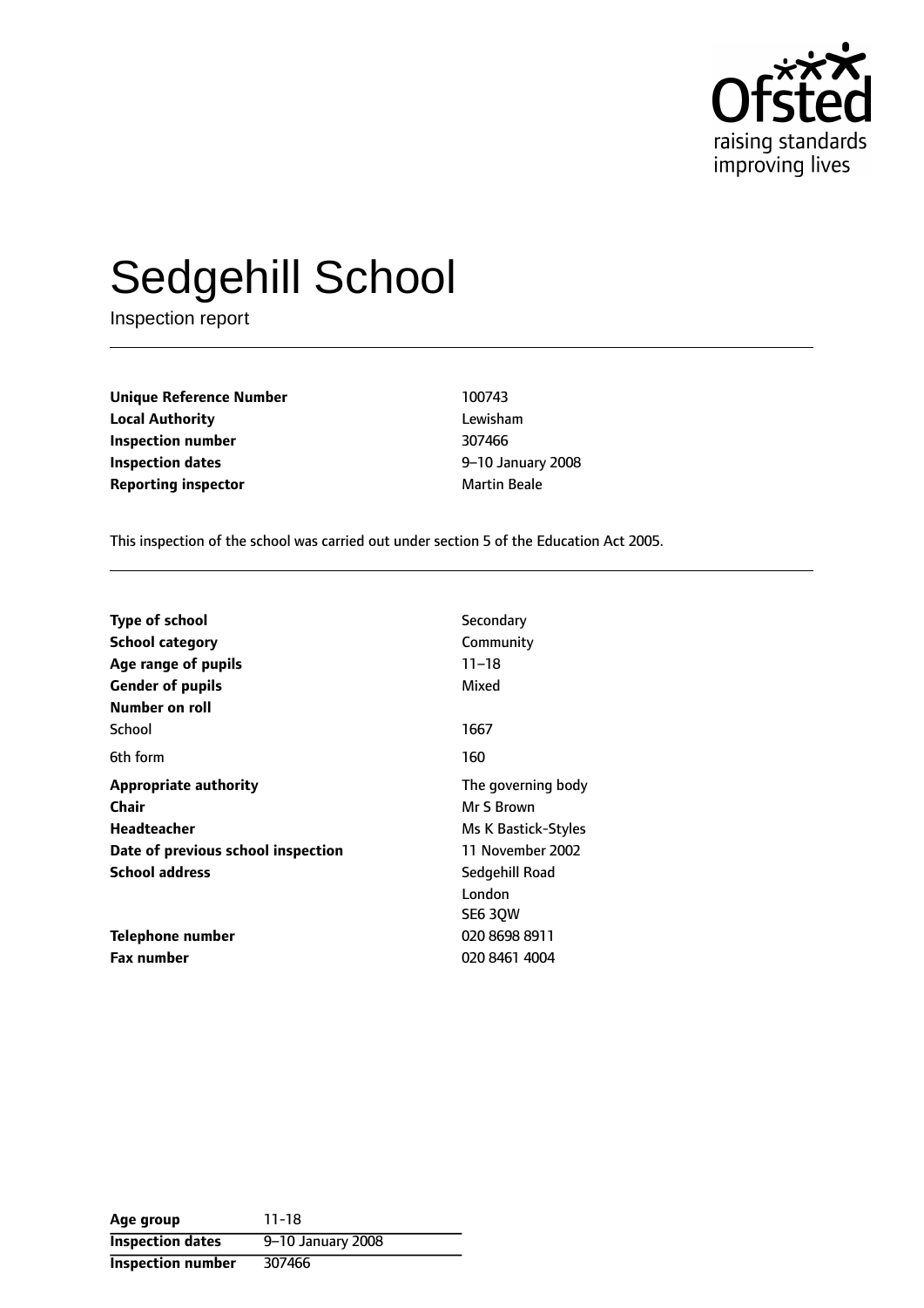# Sedgehill School

Inspection report

| | |
|---|---|
| **Unique Reference Number** | 100743 |
| **Local Authority** | Lewisham |
| **Inspection number** | 307466 |
| **Inspection dates** | 9–10 January 2008 |
| **Reporting inspector** | Martin Beale |

This inspection of the school was carried out under section 5 of the Education Act 2005.

| | |
|---|---|
| **Type of school** | Secondary |
| **School category** | Community |
| **Age range of pupils** | 11–18 |
| **Gender of pupils** | Mixed |
| **Number on roll** | |
| School | 1667 |
| 6th form | 160 |
| **Appropriate authority** | The governing body |
| **Chair** | Mr S Brown |
| **Headteacher** | Ms K Bastick-Styles |
| **Date of previous school inspection** | 11 November 2002 |
| **School address** | Sedgehill Road<br>London<br>SE6 3QW |
| **Telephone number** | 020 8698 8911 |
| **Fax number** | 020 8461 4004 |

| | |
|---|---|
| **Age group** | 11-18 |
| **Inspection dates** | 9–10 January 2008 |
| **Inspection number** | 307466 |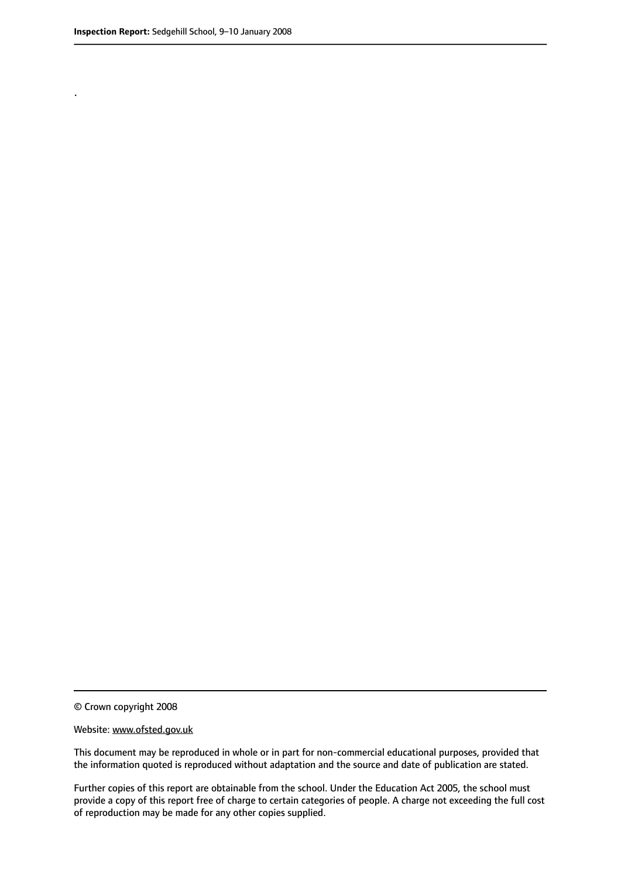.

© Crown copyright 2008

Website: www.ofsted.gov.uk

This document may be reproduced in whole or in part for non-commercial educational purposes, provided that the information quoted is reproduced without adaptation and the source and date of publication are stated.

Further copies of this report are obtainable from the school. Under the Education Act 2005, the school must provide a copy of this report free of charge to certain categories of people. A charge not exceeding the full cost of reproduction may be made for any other copies supplied.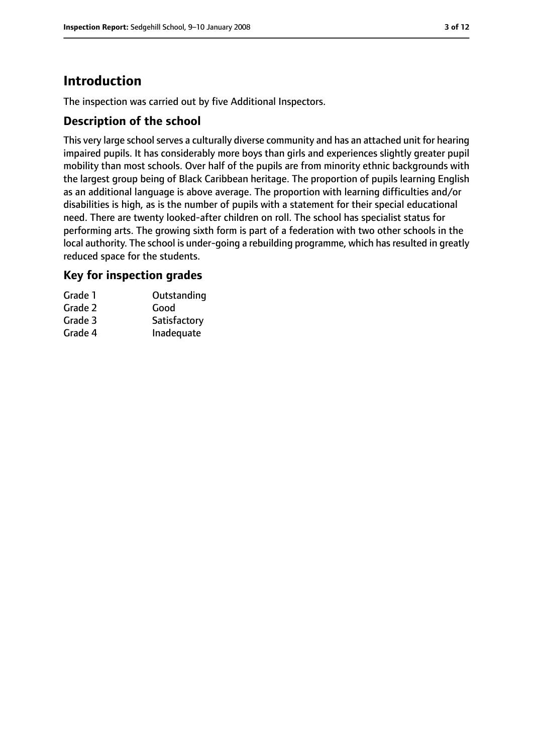# Introduction

The inspection was carried out by five Additional Inspectors.

## Description of the school

This very large school serves a culturally diverse community and has an attached unit for hearing impaired pupils. It has considerably more boys than girls and experiences slightly greater pupil mobility than most schools. Over half of the pupils are from minority ethnic backgrounds with the largest group being of Black Caribbean heritage. The proportion of pupils learning English as an additional language is above average. The proportion with learning difficulties and/or disabilities is high, as is the number of pupils with a statement for their special educational need. There are twenty looked-after children on roll. The school has specialist status for performing arts. The growing sixth form is part of a federation with two other schools in the local authority. The school is under-going a rebuilding programme, which has resulted in greatly reduced space for the students.

## Key for inspection grades

| | |
|---|---|
| Grade 1 | Outstanding |
| Grade 2 | Good |
| Grade 3 | Satisfactory |
| Grade 4 | Inadequate |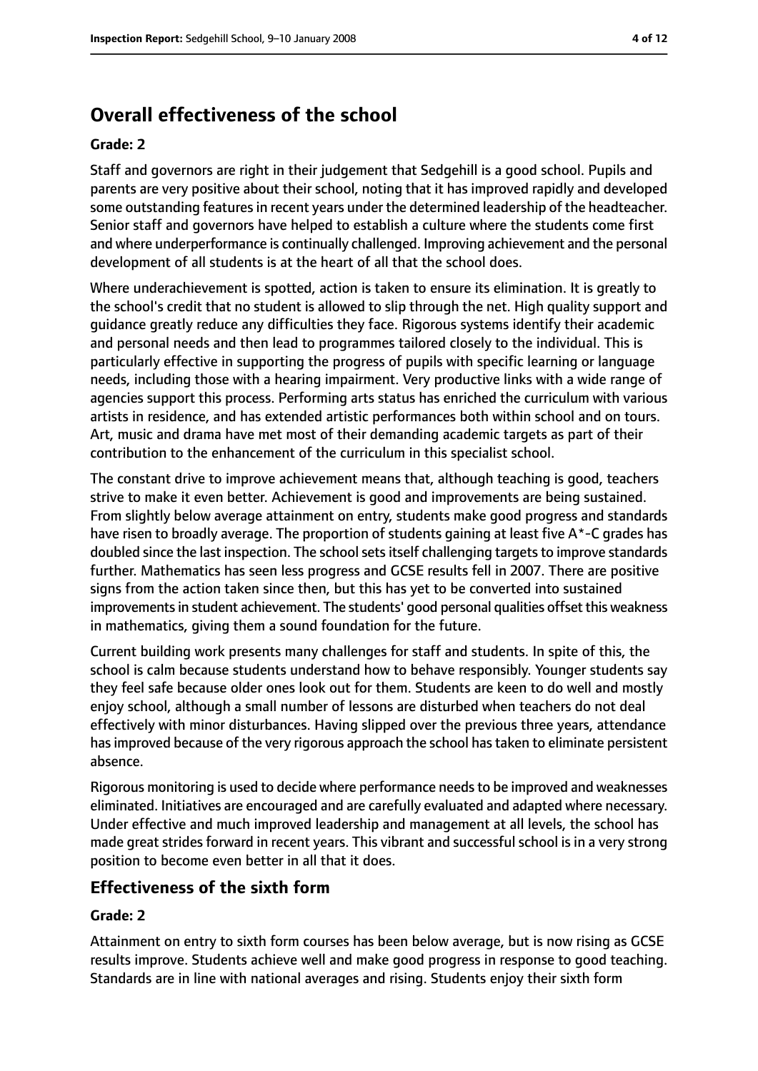## Overall effectiveness of the school

### Grade: 2

Staff and governors are right in their judgement that Sedgehill is a good school. Pupils and parents are very positive about their school, noting that it has improved rapidly and developed some outstanding features in recent years under the determined leadership of the headteacher. Senior staff and governors have helped to establish a culture where the students come first and where underperformance is continually challenged. Improving achievement and the personal development of all students is at the heart of all that the school does.

Where underachievement is spotted, action is taken to ensure its elimination. It is greatly to the school's credit that no student is allowed to slip through the net. High quality support and guidance greatly reduce any difficulties they face. Rigorous systems identify their academic and personal needs and then lead to programmes tailored closely to the individual. This is particularly effective in supporting the progress of pupils with specific learning or language needs, including those with a hearing impairment. Very productive links with a wide range of agencies support this process. Performing arts status has enriched the curriculum with various artists in residence, and has extended artistic performances both within school and on tours. Art, music and drama have met most of their demanding academic targets as part of their contribution to the enhancement of the curriculum in this specialist school.

The constant drive to improve achievement means that, although teaching is good, teachers strive to make it even better. Achievement is good and improvements are being sustained. From slightly below average attainment on entry, students make good progress and standards have risen to broadly average. The proportion of students gaining at least five A*-C grades has doubled since the last inspection. The school sets itself challenging targets to improve standards further. Mathematics has seen less progress and GCSE results fell in 2007. There are positive signs from the action taken since then, but this has yet to be converted into sustained improvements in student achievement. The students' good personal qualities offset this weakness in mathematics, giving them a sound foundation for the future.

Current building work presents many challenges for staff and students. In spite of this, the school is calm because students understand how to behave responsibly. Younger students say they feel safe because older ones look out for them. Students are keen to do well and mostly enjoy school, although a small number of lessons are disturbed when teachers do not deal effectively with minor disturbances. Having slipped over the previous three years, attendance has improved because of the very rigorous approach the school has taken to eliminate persistent absence.

Rigorous monitoring is used to decide where performance needs to be improved and weaknesses eliminated. Initiatives are encouraged and are carefully evaluated and adapted where necessary. Under effective and much improved leadership and management at all levels, the school has made great strides forward in recent years. This vibrant and successful school is in a very strong position to become even better in all that it does.

## Effectiveness of the sixth form

### Grade: 2

Attainment on entry to sixth form courses has been below average, but is now rising as GCSE results improve. Students achieve well and make good progress in response to good teaching. Standards are in line with national averages and rising. Students enjoy their sixth form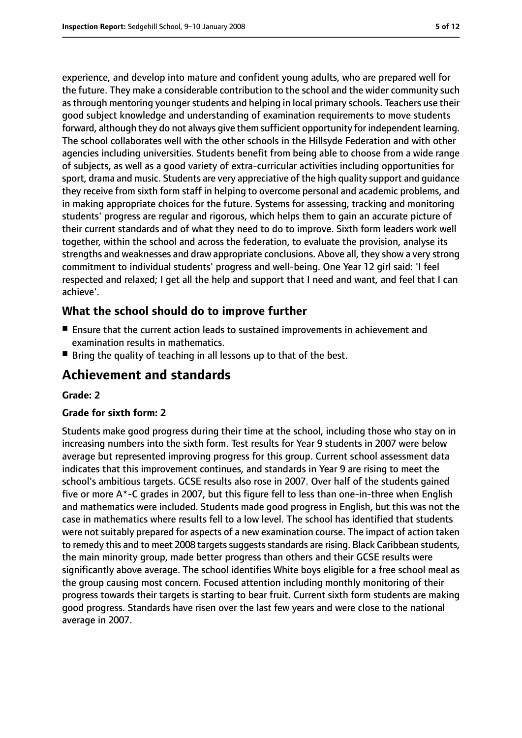experience, and develop into mature and confident young adults, who are prepared well for the future. They make a considerable contribution to the school and the wider community such as through mentoring younger students and helping in local primary schools. Teachers use their good subject knowledge and understanding of examination requirements to move students forward, although they do not always give them sufficient opportunity for independent learning. The school collaborates well with the other schools in the Hillsyde Federation and with other agencies including universities. Students benefit from being able to choose from a wide range of subjects, as well as a good variety of extra-curricular activities including opportunities for sport, drama and music. Students are very appreciative of the high quality support and guidance they receive from sixth form staff in helping to overcome personal and academic problems, and in making appropriate choices for the future. Systems for assessing, tracking and monitoring students' progress are regular and rigorous, which helps them to gain an accurate picture of their current standards and of what they need to do to improve. Sixth form leaders work well together, within the school and across the federation, to evaluate the provision, analyse its strengths and weaknesses and draw appropriate conclusions. Above all, they show a very strong commitment to individual students' progress and well-being. One Year 12 girl said: 'I feel respected and relaxed; I get all the help and support that I need and want, and feel that I can achieve'.

### What the school should do to improve further

- Ensure that the current action leads to sustained improvements in achievement and examination results in mathematics.
- Bring the quality of teaching in all lessons up to that of the best.

## Achievement and standards

#### Grade: 2

#### Grade for sixth form: 2

Students make good progress during their time at the school, including those who stay on in increasing numbers into the sixth form. Test results for Year 9 students in 2007 were below average but represented improving progress for this group. Current school assessment data indicates that this improvement continues, and standards in Year 9 are rising to meet the school's ambitious targets. GCSE results also rose in 2007. Over half of the students gained five or more A*-C grades in 2007, but this figure fell to less than one-in-three when English and mathematics were included. Students made good progress in English, but this was not the case in mathematics where results fell to a low level. The school has identified that students were not suitably prepared for aspects of a new examination course. The impact of action taken to remedy this and to meet 2008 targets suggests standards are rising. Black Caribbean students, the main minority group, made better progress than others and their GCSE results were significantly above average. The school identifies White boys eligible for a free school meal as the group causing most concern. Focused attention including monthly monitoring of their progress towards their targets is starting to bear fruit. Current sixth form students are making good progress. Standards have risen over the last few years and were close to the national average in 2007.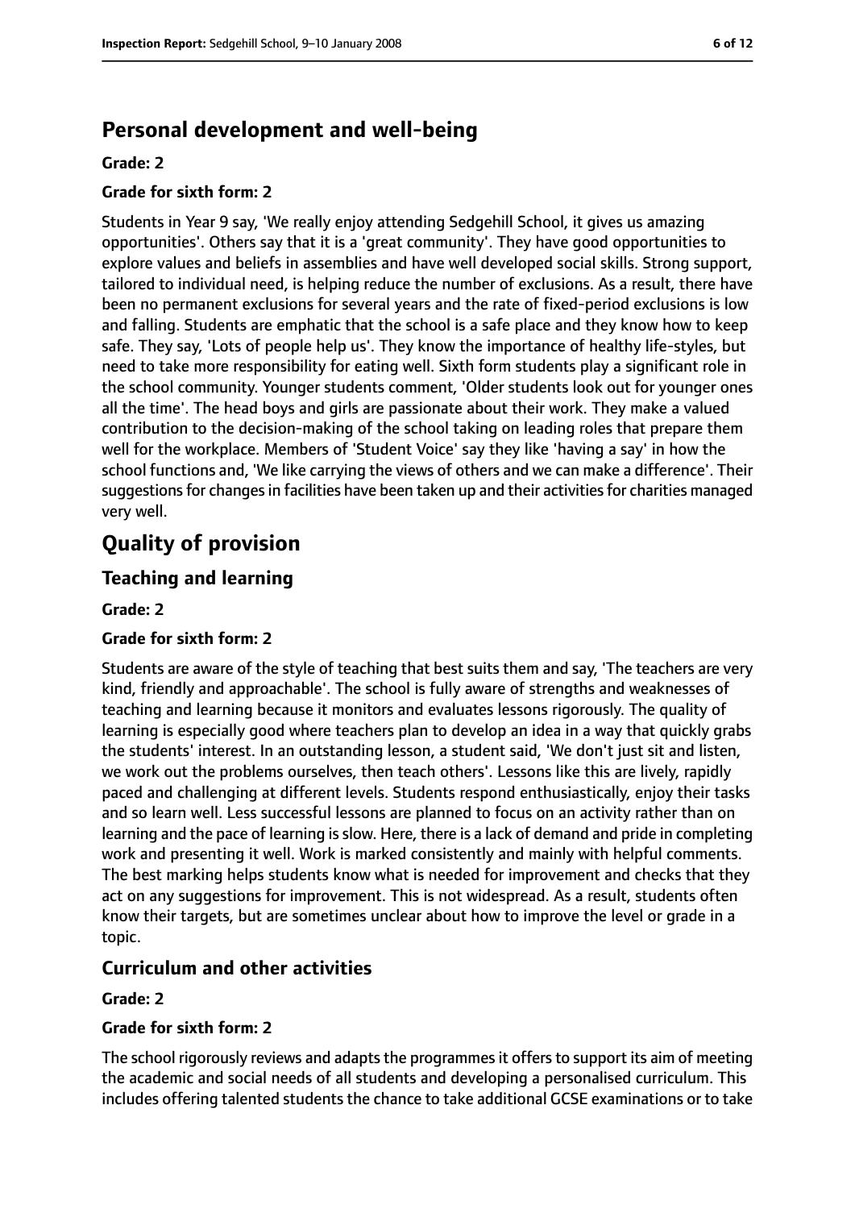## Personal development and well-being

**Grade: 2**

**Grade for sixth form: 2**

Students in Year 9 say, 'We really enjoy attending Sedgehill School, it gives us amazing opportunities'. Others say that it is a 'great community'. They have good opportunities to explore values and beliefs in assemblies and have well developed social skills. Strong support, tailored to individual need, is helping reduce the number of exclusions. As a result, there have been no permanent exclusions for several years and the rate of fixed-period exclusions is low and falling. Students are emphatic that the school is a safe place and they know how to keep safe. They say, 'Lots of people help us'. They know the importance of healthy life-styles, but need to take more responsibility for eating well. Sixth form students play a significant role in the school community. Younger students comment, 'Older students look out for younger ones all the time'. The head boys and girls are passionate about their work. They make a valued contribution to the decision-making of the school taking on leading roles that prepare them well for the workplace. Members of 'Student Voice' say they like 'having a say' in how the school functions and, 'We like carrying the views of others and we can make a difference'. Their suggestions for changes in facilities have been taken up and their activities for charities managed very well.

# Quality of provision

## Teaching and learning

**Grade: 2**

**Grade for sixth form: 2**

Students are aware of the style of teaching that best suits them and say, 'The teachers are very kind, friendly and approachable'. The school is fully aware of strengths and weaknesses of teaching and learning because it monitors and evaluates lessons rigorously. The quality of learning is especially good where teachers plan to develop an idea in a way that quickly grabs the students' interest. In an outstanding lesson, a student said, 'We don't just sit and listen, we work out the problems ourselves, then teach others'. Lessons like this are lively, rapidly paced and challenging at different levels. Students respond enthusiastically, enjoy their tasks and so learn well. Less successful lessons are planned to focus on an activity rather than on learning and the pace of learning is slow. Here, there is a lack of demand and pride in completing work and presenting it well. Work is marked consistently and mainly with helpful comments. The best marking helps students know what is needed for improvement and checks that they act on any suggestions for improvement. This is not widespread. As a result, students often know their targets, but are sometimes unclear about how to improve the level or grade in a topic.

## Curriculum and other activities

**Grade: 2**

**Grade for sixth form: 2**

The school rigorously reviews and adapts the programmes it offers to support its aim of meeting the academic and social needs of all students and developing a personalised curriculum. This includes offering talented students the chance to take additional GCSE examinations or to take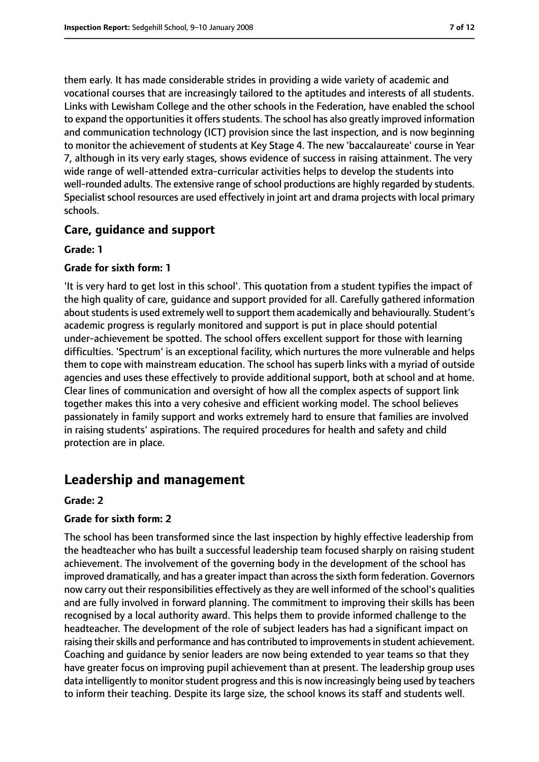them early. It has made considerable strides in providing a wide variety of academic and vocational courses that are increasingly tailored to the aptitudes and interests of all students. Links with Lewisham College and the other schools in the Federation, have enabled the school to expand the opportunities it offers students. The school has also greatly improved information and communication technology (ICT) provision since the last inspection, and is now beginning to monitor the achievement of students at Key Stage 4. The new 'baccalaureate' course in Year 7, although in its very early stages, shows evidence of success in raising attainment. The very wide range of well-attended extra-curricular activities helps to develop the students into well-rounded adults. The extensive range of school productions are highly regarded by students. Specialist school resources are used effectively in joint art and drama projects with local primary schools.

### Care, guidance and support

#### Grade: 1

#### Grade for sixth form: 1

'It is very hard to get lost in this school'. This quotation from a student typifies the impact of the high quality of care, guidance and support provided for all. Carefully gathered information about students is used extremely well to support them academically and behaviourally. Student's academic progress is regularly monitored and support is put in place should potential under-achievement be spotted. The school offers excellent support for those with learning difficulties. 'Spectrum' is an exceptional facility, which nurtures the more vulnerable and helps them to cope with mainstream education. The school has superb links with a myriad of outside agencies and uses these effectively to provide additional support, both at school and at home. Clear lines of communication and oversight of how all the complex aspects of support link together makes this into a very cohesive and efficient working model. The school believes passionately in family support and works extremely hard to ensure that families are involved in raising students' aspirations. The required procedures for health and safety and child protection are in place.

## Leadership and management

#### Grade: 2

#### Grade for sixth form: 2

The school has been transformed since the last inspection by highly effective leadership from the headteacher who has built a successful leadership team focused sharply on raising student achievement. The involvement of the governing body in the development of the school has improved dramatically, and has a greater impact than across the sixth form federation. Governors now carry out their responsibilities effectively as they are well informed of the school's qualities and are fully involved in forward planning. The commitment to improving their skills has been recognised by a local authority award. This helps them to provide informed challenge to the headteacher. The development of the role of subject leaders has had a significant impact on raising their skills and performance and has contributed to improvements in student achievement. Coaching and guidance by senior leaders are now being extended to year teams so that they have greater focus on improving pupil achievement than at present. The leadership group uses data intelligently to monitor student progress and this is now increasingly being used by teachers to inform their teaching. Despite its large size, the school knows its staff and students well.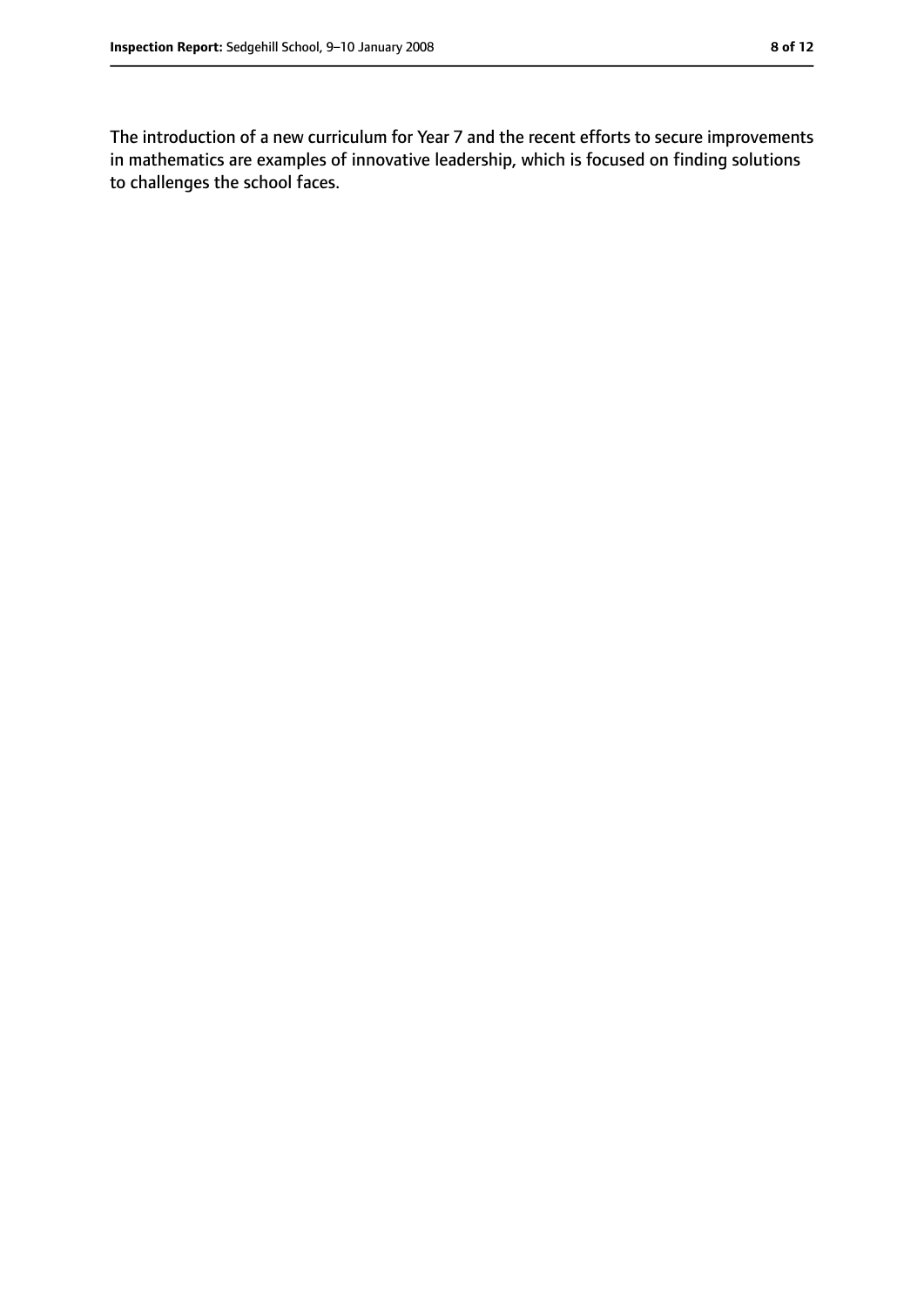The introduction of a new curriculum for Year 7 and the recent efforts to secure improvements in mathematics are examples of innovative leadership, which is focused on finding solutions to challenges the school faces.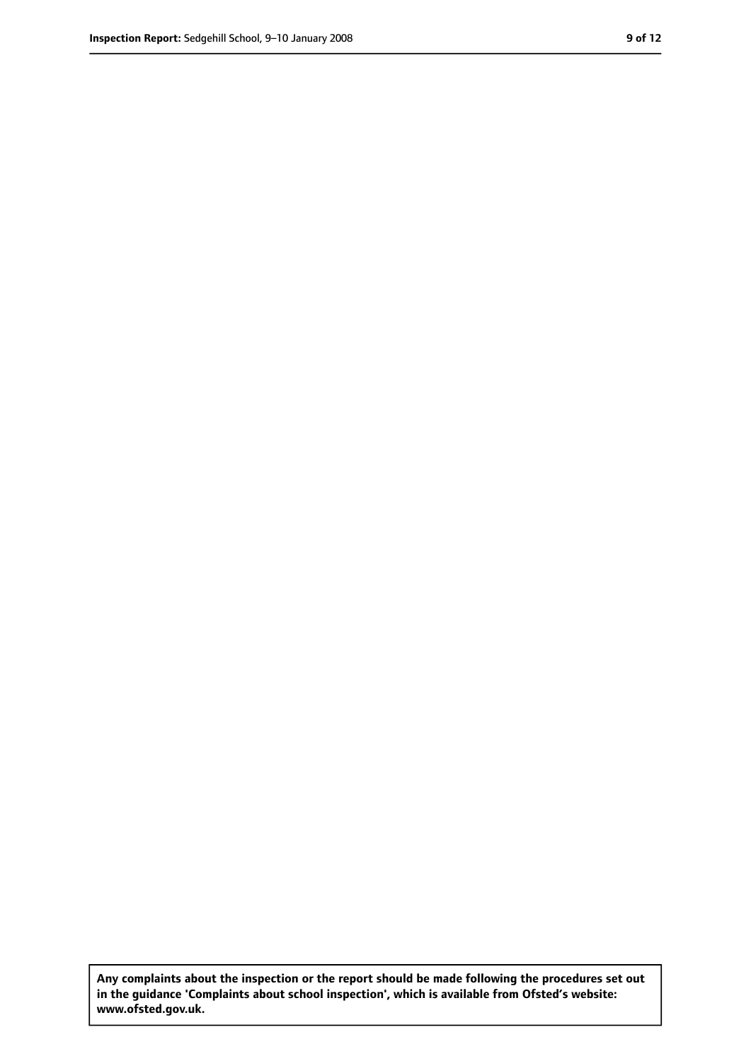Any complaints about the inspection or the report should be made following the procedures set out in the guidance 'Complaints about school inspection', which is available from Ofsted's website: www.ofsted.gov.uk.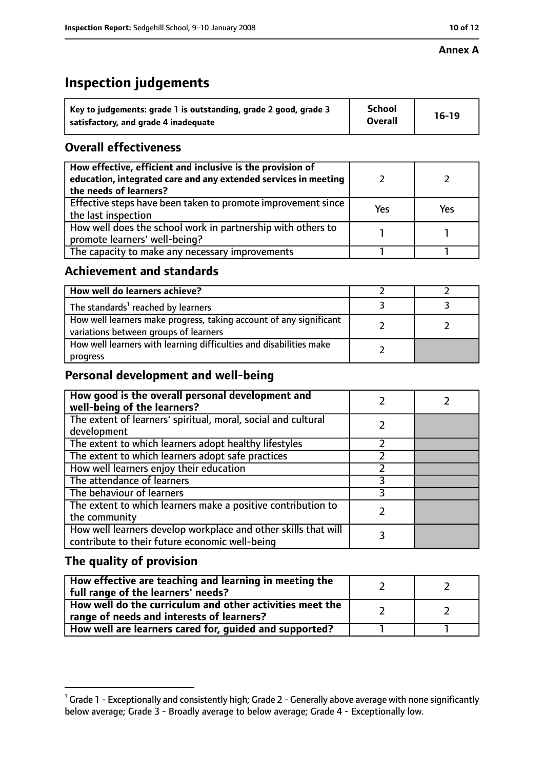**Annex A**

# Inspection judgements

| Key to judgements: grade 1 is outstanding, grade 2 good, grade 3 satisfactory, and grade 4 inadequate | School Overall | 16-19 |
|---|---|---|

## Overall effectiveness

| | | |
|---|---|---|
| How effective, efficient and inclusive is the provision of education, integrated care and any extended services in meeting the needs of learners? | 2 | 2 |
| Effective steps have been taken to promote improvement since the last inspection | Yes | Yes |
| How well does the school work in partnership with others to promote learners' well-being? | 1 | 1 |
| The capacity to make any necessary improvements | 1 | 1 |

## Achievement and standards

| | | |
|---|---|---|
| How well do learners achieve? | 2 | 2 |
| The standards[1] reached by learners | 3 | 3 |
| How well learners make progress, taking account of any significant variations between groups of learners | 2 | 2 |
| How well learners with learning difficulties and disabilities make progress | 2 | |

## Personal development and well-being

| | | |
|---|---|---|
| How good is the overall personal development and well-being of the learners? | 2 | 2 |
| The extent of learners' spiritual, moral, social and cultural development | 2 | |
| The extent to which learners adopt healthy lifestyles | 2 | |
| The extent to which learners adopt safe practices | 2 | |
| How well learners enjoy their education | 2 | |
| The attendance of learners | 3 | |
| The behaviour of learners | 3 | |
| The extent to which learners make a positive contribution to the community | 2 | |
| How well learners develop workplace and other skills that will contribute to their future economic well-being | 3 | |

## The quality of provision

| | | |
|---|---|---|
| How effective are teaching and learning in meeting the full range of the learners' needs? | 2 | 2 |
| How well do the curriculum and other activities meet the range of needs and interests of learners? | 2 | 2 |
| How well are learners cared for, guided and supported? | 1 | 1 |

[1] Grade 1 - Exceptionally and consistently high; Grade 2 - Generally above average with none significantly below average; Grade 3 - Broadly average to below average; Grade 4 - Exceptionally low.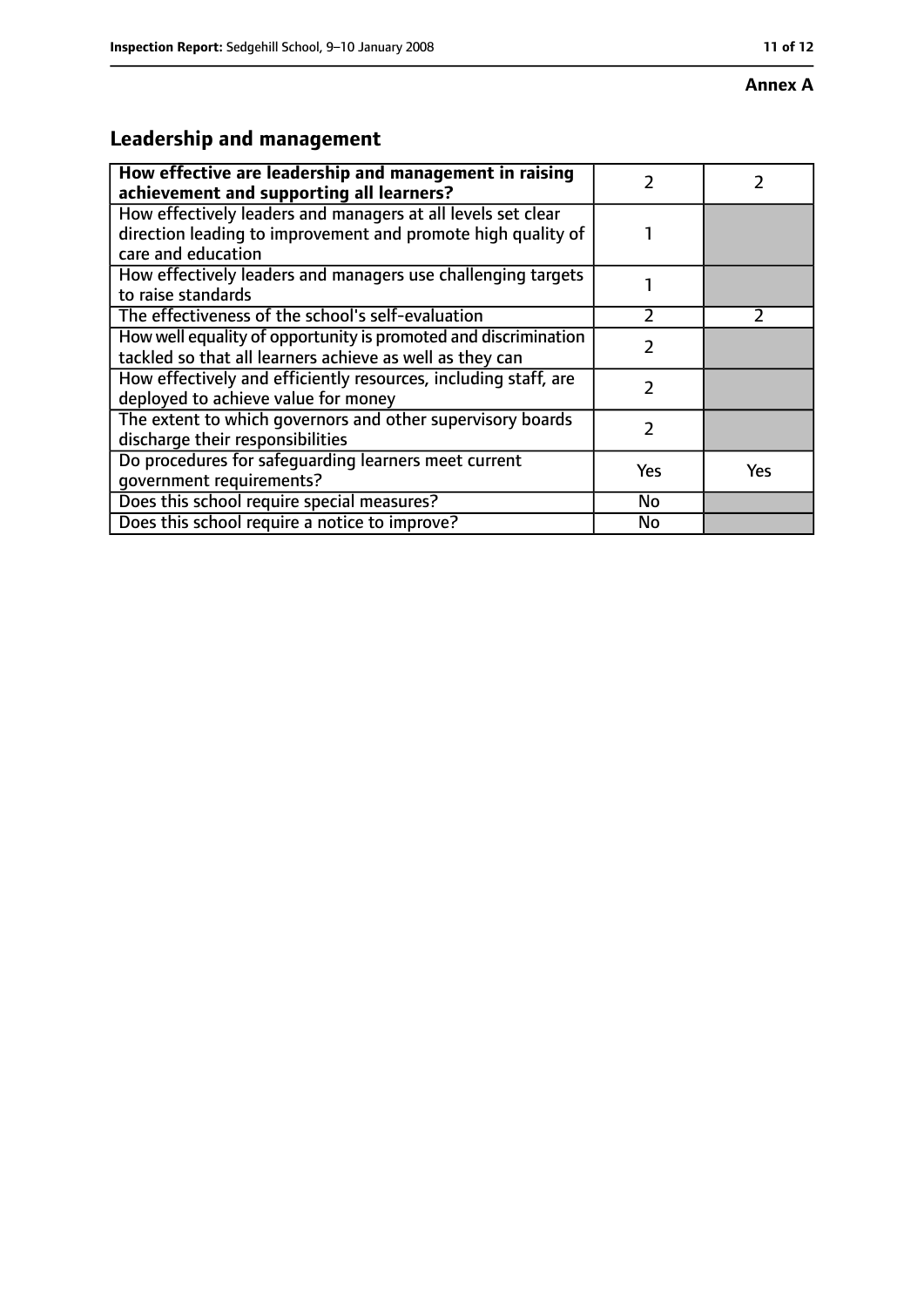**Annex A**

## Leadership and management

| How effective are leadership and management in raising achievement and supporting all learners? | 2 | 2 |
|---|---|---|
| How effectively leaders and managers at all levels set clear direction leading to improvement and promote high quality of care and education | 1 | |
| How effectively leaders and managers use challenging targets to raise standards | 1 | |
| The effectiveness of the school's self-evaluation | 2 | 2 |
| How well equality of opportunity is promoted and discrimination tackled so that all learners achieve as well as they can | 2 | |
| How effectively and efficiently resources, including staff, are deployed to achieve value for money | 2 | |
| The extent to which governors and other supervisory boards discharge their responsibilities | 2 | |
| Do procedures for safeguarding learners meet current government requirements? | Yes | Yes |
| Does this school require special measures? | No | |
| Does this school require a notice to improve? | No | |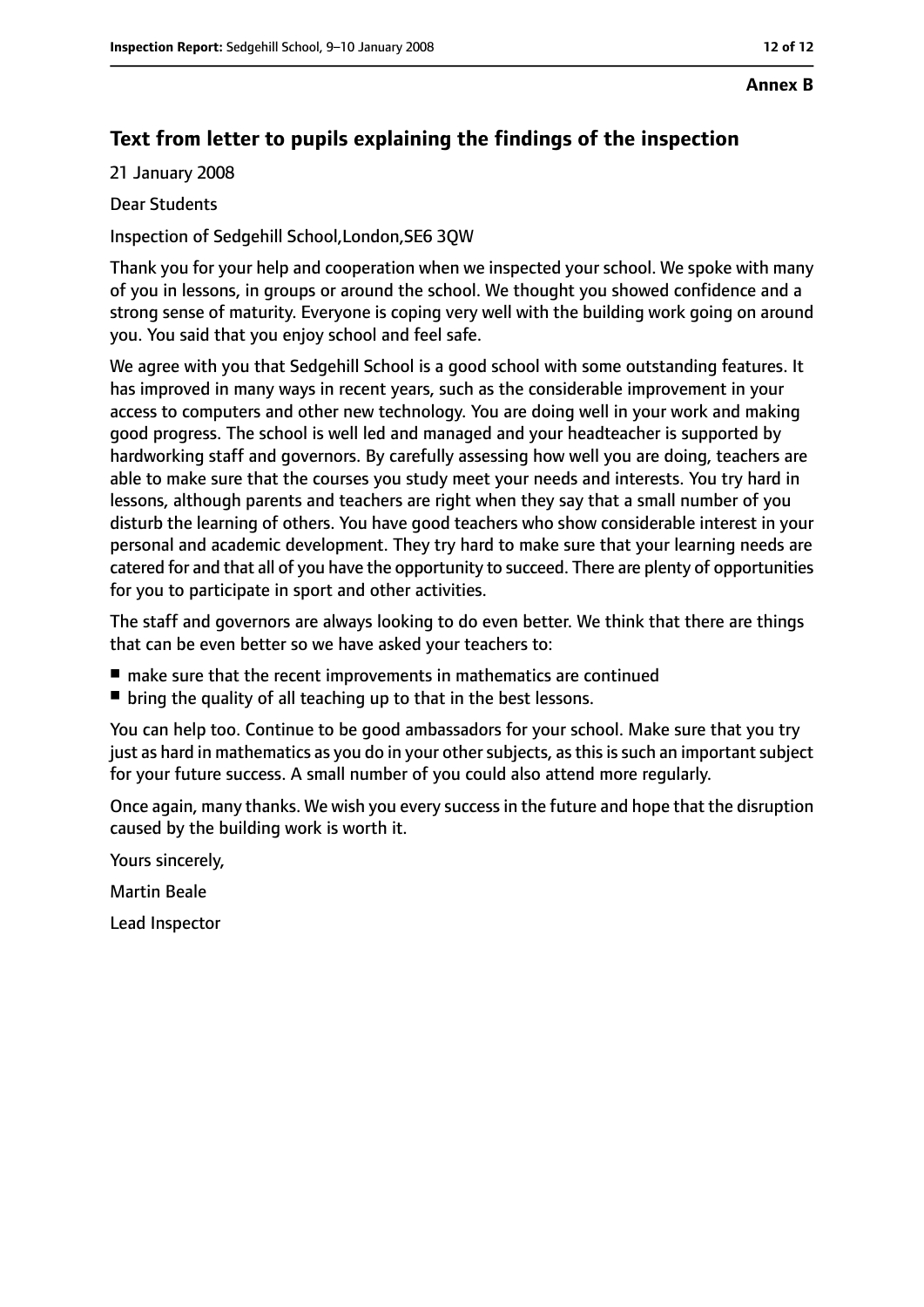**Annex B**

## Text from letter to pupils explaining the findings of the inspection

21 January 2008

Dear Students

Inspection of Sedgehill School,London,SE6 3QW

Thank you for your help and cooperation when we inspected your school. We spoke with many of you in lessons, in groups or around the school. We thought you showed confidence and a strong sense of maturity. Everyone is coping very well with the building work going on around you. You said that you enjoy school and feel safe.

We agree with you that Sedgehill School is a good school with some outstanding features. It has improved in many ways in recent years, such as the considerable improvement in your access to computers and other new technology. You are doing well in your work and making good progress. The school is well led and managed and your headteacher is supported by hardworking staff and governors. By carefully assessing how well you are doing, teachers are able to make sure that the courses you study meet your needs and interests. You try hard in lessons, although parents and teachers are right when they say that a small number of you disturb the learning of others. You have good teachers who show considerable interest in your personal and academic development. They try hard to make sure that your learning needs are catered for and that all of you have the opportunity to succeed. There are plenty of opportunities for you to participate in sport and other activities.

The staff and governors are always looking to do even better. We think that there are things that can be even better so we have asked your teachers to:

- make sure that the recent improvements in mathematics are continued
- bring the quality of all teaching up to that in the best lessons.

You can help too. Continue to be good ambassadors for your school. Make sure that you try just as hard in mathematics as you do in your other subjects, as this is such an important subject for your future success. A small number of you could also attend more regularly.

Once again, many thanks. We wish you every success in the future and hope that the disruption caused by the building work is worth it.

Yours sincerely,

Martin Beale

Lead Inspector